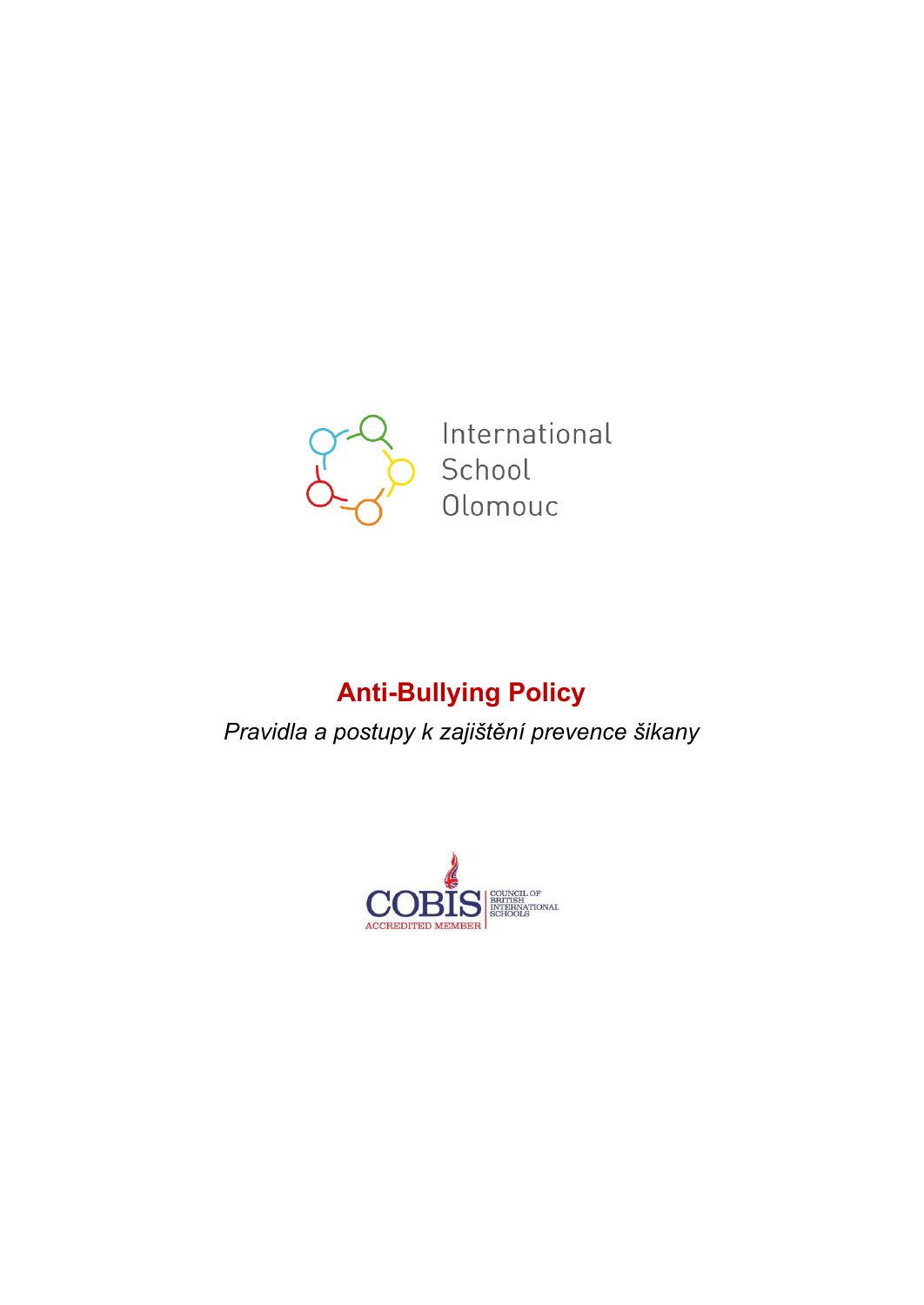International School Olomouc

# Anti-Bullying Policy

*Pravidla a postupy k zajištění prevence šikany*

COBIS ACCREDITED MEMBER | COUNCIL OF BRITISH INTERNATIONAL SCHOOLS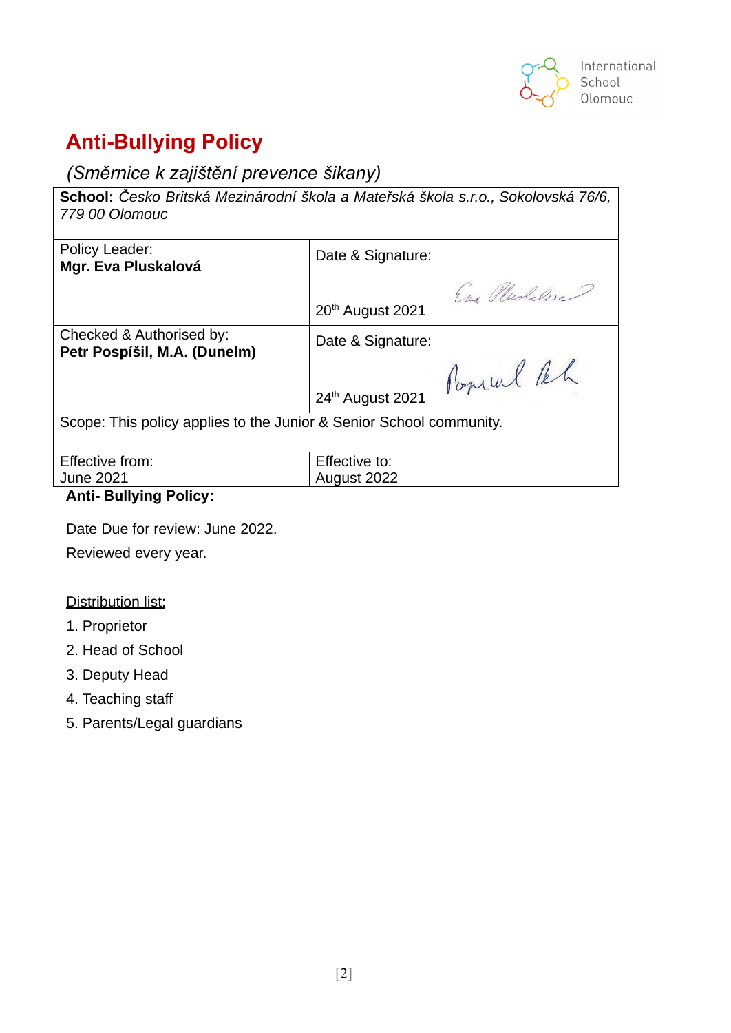International School Olomouc

# Anti-Bullying Policy

## *(Směrnice k zajištění prevence šikany)*

| **School:** *Česko Britská Mezinárodní škola a Mateřská škola s.r.o., Sokolovská 76/6, 779 00 Olomouc* | |
|---|---|
| Policy Leader: **Mgr. Eva Pluskalová** | Date & Signature: 20th August 2021 |
| Checked & Authorised by: **Petr Pospíšil, M.A. (Dunelm)** | Date & Signature: 24th August 2021 |
| Scope: This policy applies to the Junior & Senior School community. | |
| Effective from: June 2021 | Effective to: August 2022 |

**Anti- Bullying Policy:**

Date Due for review: June 2022.

Reviewed every year.

<u>Distribution list:</u>

1. Proprietor
2. Head of School
3. Deputy Head
4. Teaching staff
5. Parents/Legal guardians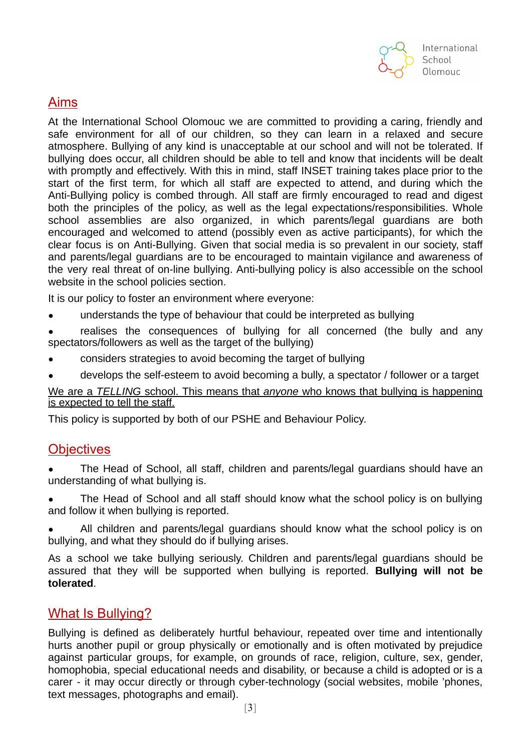## Aims

At the International School Olomouc we are committed to providing a caring, friendly and safe environment for all of our children, so they can learn in a relaxed and secure atmosphere. Bullying of any kind is unacceptable at our school and will not be tolerated. If bullying does occur, all children should be able to tell and know that incidents will be dealt with promptly and effectively. With this in mind, staff INSET training takes place prior to the start of the first term, for which all staff are expected to attend, and during which the Anti-Bullying policy is combed through. All staff are firmly encouraged to read and digest both the principles of the policy, as well as the legal expectations/responsibilities. Whole school assemblies are also organized, in which parents/legal guardians are both encouraged and welcomed to attend (possibly even as active participants), for which the clear focus is on Anti-Bullying. Given that social media is so prevalent in our society, staff and parents/legal guardians are to be encouraged to maintain vigilance and awareness of the very real threat of on-line bullying. Anti-bullying policy is also accessible on the school website in the school policies section.

It is our policy to foster an environment where everyone:

- understands the type of behaviour that could be interpreted as bullying
- realises the consequences of bullying for all concerned (the bully and any spectators/followers as well as the target of the bullying)
- considers strategies to avoid becoming the target of bullying
- develops the self-esteem to avoid becoming a bully, a spectator / follower or a target

<u>We are a *TELLING* school. This means that *anyone* who knows that bullying is happening is expected to tell the staff.</u>

This policy is supported by both of our PSHE and Behaviour Policy.

## Objectives

- The Head of School, all staff, children and parents/legal guardians should have an understanding of what bullying is.
- The Head of School and all staff should know what the school policy is on bullying and follow it when bullying is reported.
- All children and parents/legal guardians should know what the school policy is on bullying, and what they should do if bullying arises.

As a school we take bullying seriously. Children and parents/legal guardians should be assured that they will be supported when bullying is reported. **Bullying will not be tolerated**.

## What Is Bullying?

Bullying is defined as deliberately hurtful behaviour, repeated over time and intentionally hurts another pupil or group physically or emotionally and is often motivated by prejudice against particular groups, for example, on grounds of race, religion, culture, sex, gender, homophobia, special educational needs and disability, or because a child is adopted or is a carer - it may occur directly or through cyber-technology (social websites, mobile 'phones, text messages, photographs and email).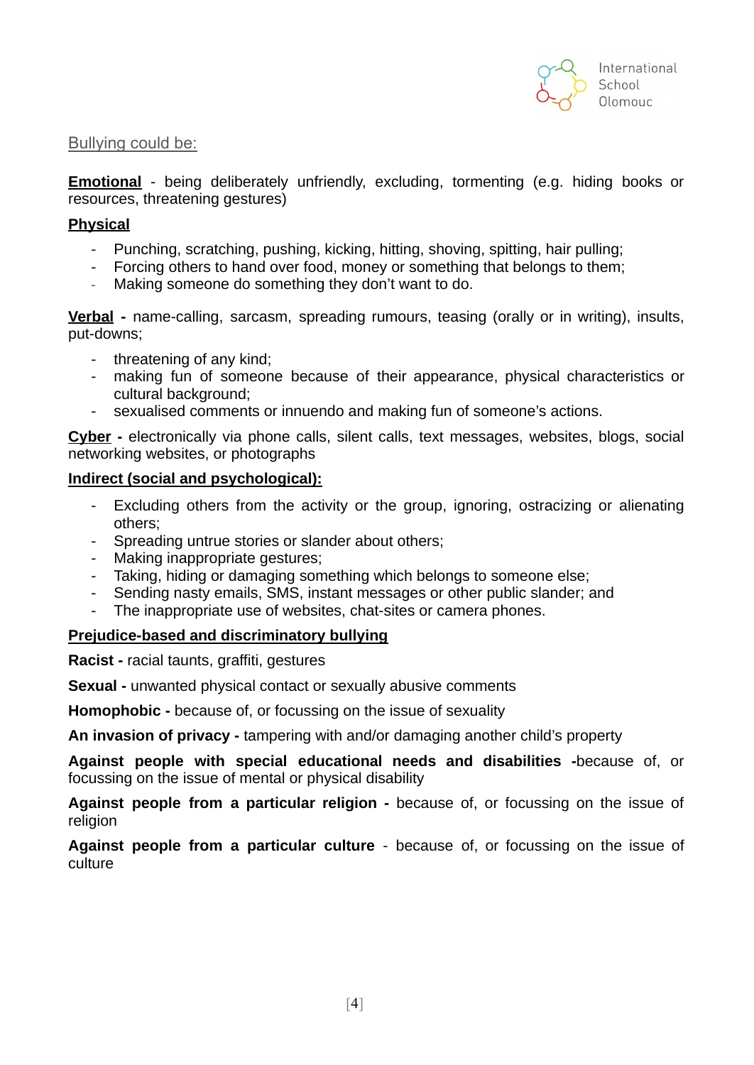Bullying could be:

**Emotional** - being deliberately unfriendly, excluding, tormenting (e.g. hiding books or resources, threatening gestures)

**Physical**

- Punching, scratching, pushing, kicking, hitting, shoving, spitting, hair pulling;
- Forcing others to hand over food, money or something that belongs to them;
- Making someone do something they don't want to do.

**Verbal** - name-calling, sarcasm, spreading rumours, teasing (orally or in writing), insults, put-downs;

- threatening of any kind;
- making fun of someone because of their appearance, physical characteristics or cultural background;
- sexualised comments or innuendo and making fun of someone's actions.

**Cyber** - electronically via phone calls, silent calls, text messages, websites, blogs, social networking websites, or photographs

**Indirect (social and psychological):**

- Excluding others from the activity or the group, ignoring, ostracizing or alienating others;
- Spreading untrue stories or slander about others;
- Making inappropriate gestures;
- Taking, hiding or damaging something which belongs to someone else;
- Sending nasty emails, SMS, instant messages or other public slander; and
- The inappropriate use of websites, chat-sites or camera phones.

**Prejudice-based and discriminatory bullying**

**Racist -** racial taunts, graffiti, gestures

**Sexual -** unwanted physical contact or sexually abusive comments

**Homophobic -** because of, or focussing on the issue of sexuality

**An invasion of privacy -** tampering with and/or damaging another child's property

**Against people with special educational needs and disabilities -**because of, or focussing on the issue of mental or physical disability

**Against people from a particular religion -** because of, or focussing on the issue of religion

**Against people from a particular culture** - because of, or focussing on the issue of culture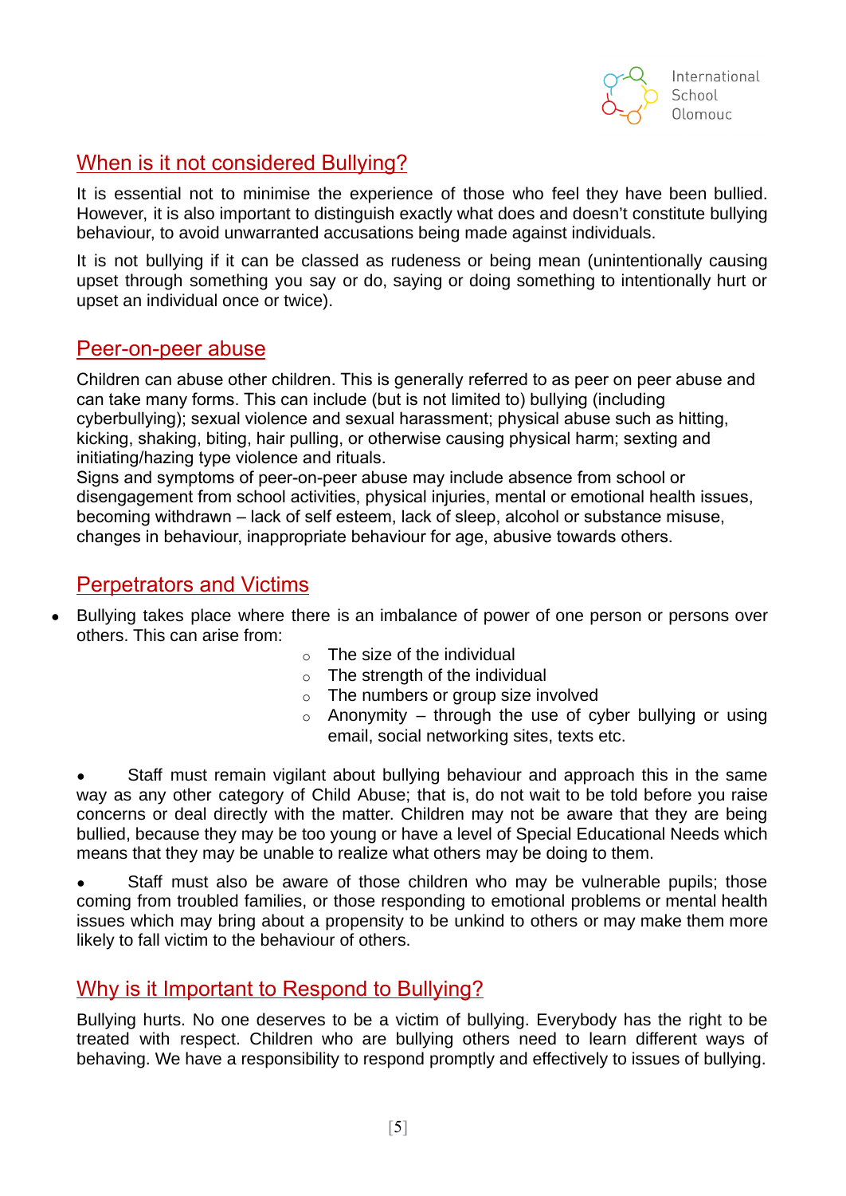## When is it not considered Bullying?

It is essential not to minimise the experience of those who feel they have been bullied. However, it is also important to distinguish exactly what does and doesn't constitute bullying behaviour, to avoid unwarranted accusations being made against individuals.

It is not bullying if it can be classed as rudeness or being mean (unintentionally causing upset through something you say or do, saying or doing something to intentionally hurt or upset an individual once or twice).

## Peer-on-peer abuse

Children can abuse other children. This is generally referred to as peer on peer abuse and can take many forms. This can include (but is not limited to) bullying (including cyberbullying); sexual violence and sexual harassment; physical abuse such as hitting, kicking, shaking, biting, hair pulling, or otherwise causing physical harm; sexting and initiating/hazing type violence and rituals.
Signs and symptoms of peer-on-peer abuse may include absence from school or disengagement from school activities, physical injuries, mental or emotional health issues, becoming withdrawn – lack of self esteem, lack of sleep, alcohol or substance misuse, changes in behaviour, inappropriate behaviour for age, abusive towards others.

## Perpetrators and Victims

- Bullying takes place where there is an imbalance of power of one person or persons over others. This can arise from:
  - The size of the individual
  - The strength of the individual
  - The numbers or group size involved
  - Anonymity – through the use of cyber bullying or using email, social networking sites, texts etc.

- Staff must remain vigilant about bullying behaviour and approach this in the same way as any other category of Child Abuse; that is, do not wait to be told before you raise concerns or deal directly with the matter. Children may not be aware that they are being bullied, because they may be too young or have a level of Special Educational Needs which means that they may be unable to realize what others may be doing to them.

- Staff must also be aware of those children who may be vulnerable pupils; those coming from troubled families, or those responding to emotional problems or mental health issues which may bring about a propensity to be unkind to others or may make them more likely to fall victim to the behaviour of others.

## Why is it Important to Respond to Bullying?

Bullying hurts. No one deserves to be a victim of bullying. Everybody has the right to be treated with respect. Children who are bullying others need to learn different ways of behaving. We have a responsibility to respond promptly and effectively to issues of bullying.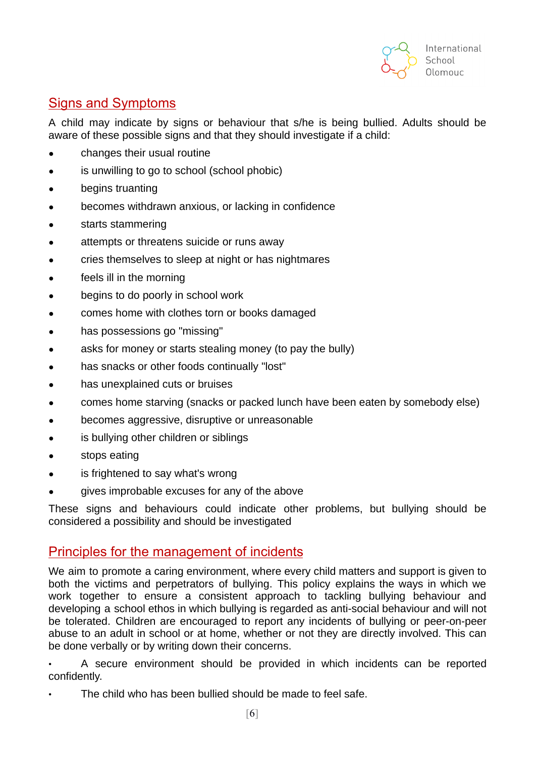## Signs and Symptoms

A child may indicate by signs or behaviour that s/he is being bullied. Adults should be aware of these possible signs and that they should investigate if a child:

- changes their usual routine
- is unwilling to go to school (school phobic)
- begins truanting
- becomes withdrawn anxious, or lacking in confidence
- starts stammering
- attempts or threatens suicide or runs away
- cries themselves to sleep at night or has nightmares
- feels ill in the morning
- begins to do poorly in school work
- comes home with clothes torn or books damaged
- has possessions go "missing"
- asks for money or starts stealing money (to pay the bully)
- has snacks or other foods continually "lost"
- has unexplained cuts or bruises
- comes home starving (snacks or packed lunch have been eaten by somebody else)
- becomes aggressive, disruptive or unreasonable
- is bullying other children or siblings
- stops eating
- is frightened to say what's wrong
- gives improbable excuses for any of the above

These signs and behaviours could indicate other problems, but bullying should be considered a possibility and should be investigated

## Principles for the management of incidents

We aim to promote a caring environment, where every child matters and support is given to both the victims and perpetrators of bullying. This policy explains the ways in which we work together to ensure a consistent approach to tackling bullying behaviour and developing a school ethos in which bullying is regarded as anti-social behaviour and will not be tolerated. Children are encouraged to report any incidents of bullying or peer-on-peer abuse to an adult in school or at home, whether or not they are directly involved. This can be done verbally or by writing down their concerns.

- A secure environment should be provided in which incidents can be reported confidently.
- The child who has been bullied should be made to feel safe.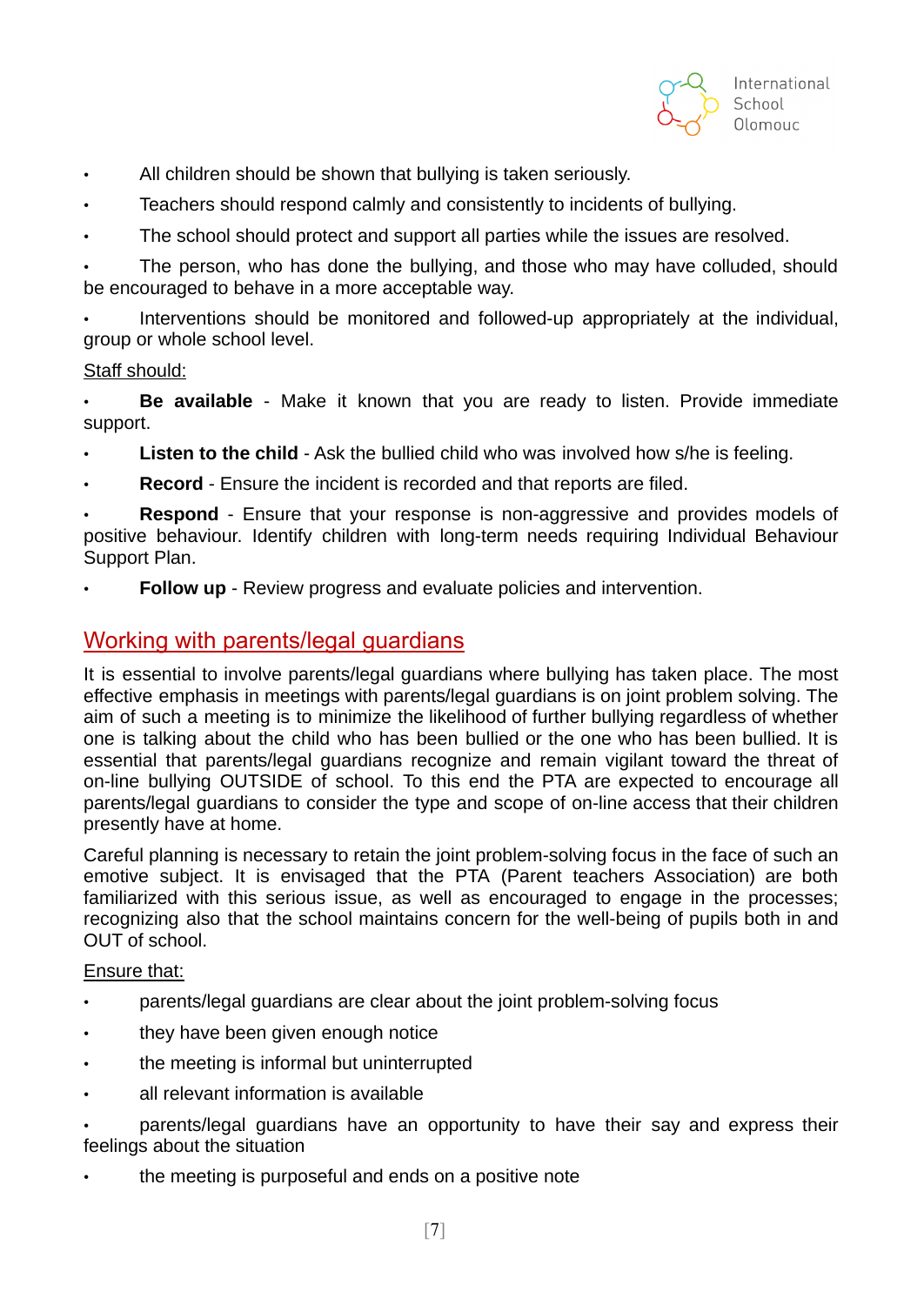- All children should be shown that bullying is taken seriously.
- Teachers should respond calmly and consistently to incidents of bullying.
- The school should protect and support all parties while the issues are resolved.
- The person, who has done the bullying, and those who may have colluded, should be encouraged to behave in a more acceptable way.
- Interventions should be monitored and followed-up appropriately at the individual, group or whole school level.

Staff should:

- **Be available** - Make it known that you are ready to listen. Provide immediate support.
- **Listen to the child** - Ask the bullied child who was involved how s/he is feeling.
- **Record** - Ensure the incident is recorded and that reports are filed.
- **Respond** - Ensure that your response is non-aggressive and provides models of positive behaviour. Identify children with long-term needs requiring Individual Behaviour Support Plan.
- **Follow up** - Review progress and evaluate policies and intervention.

## Working with parents/legal guardians

It is essential to involve parents/legal guardians where bullying has taken place. The most effective emphasis in meetings with parents/legal guardians is on joint problem solving. The aim of such a meeting is to minimize the likelihood of further bullying regardless of whether one is talking about the child who has been bullied or the one who has been bullied. It is essential that parents/legal guardians recognize and remain vigilant toward the threat of on-line bullying OUTSIDE of school. To this end the PTA are expected to encourage all parents/legal guardians to consider the type and scope of on-line access that their children presently have at home.

Careful planning is necessary to retain the joint problem-solving focus in the face of such an emotive subject. It is envisaged that the PTA (Parent teachers Association) are both familiarized with this serious issue, as well as encouraged to engage in the processes; recognizing also that the school maintains concern for the well-being of pupils both in and OUT of school.

Ensure that:

- parents/legal guardians are clear about the joint problem-solving focus
- they have been given enough notice
- the meeting is informal but uninterrupted
- all relevant information is available
- parents/legal guardians have an opportunity to have their say and express their feelings about the situation
- the meeting is purposeful and ends on a positive note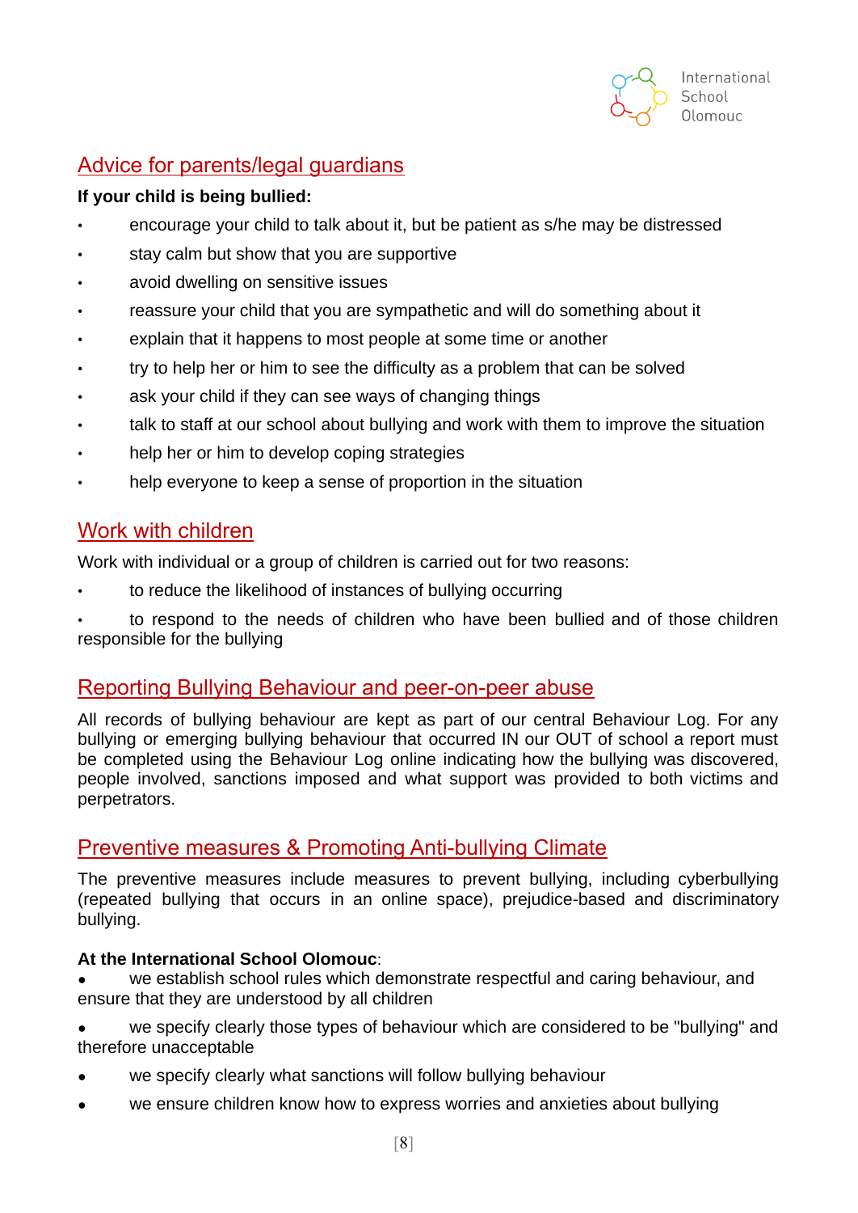## Advice for parents/legal guardians

**If your child is being bullied:**

- encourage your child to talk about it, but be patient as s/he may be distressed
- stay calm but show that you are supportive
- avoid dwelling on sensitive issues
- reassure your child that you are sympathetic and will do something about it
- explain that it happens to most people at some time or another
- try to help her or him to see the difficulty as a problem that can be solved
- ask your child if they can see ways of changing things
- talk to staff at our school about bullying and work with them to improve the situation
- help her or him to develop coping strategies
- help everyone to keep a sense of proportion in the situation

## Work with children

Work with individual or a group of children is carried out for two reasons:

- to reduce the likelihood of instances of bullying occurring
- to respond to the needs of children who have been bullied and of those children responsible for the bullying

## Reporting Bullying Behaviour and peer-on-peer abuse

All records of bullying behaviour are kept as part of our central Behaviour Log. For any bullying or emerging bullying behaviour that occurred IN our OUT of school a report must be completed using the Behaviour Log online indicating how the bullying was discovered, people involved, sanctions imposed and what support was provided to both victims and perpetrators.

## Preventive measures & Promoting Anti-bullying Climate

The preventive measures include measures to prevent bullying, including cyberbullying (repeated bullying that occurs in an online space), prejudice-based and discriminatory bullying.

**At the International School Olomouc**:

- we establish school rules which demonstrate respectful and caring behaviour, and ensure that they are understood by all children
- we specify clearly those types of behaviour which are considered to be "bullying" and therefore unacceptable
- we specify clearly what sanctions will follow bullying behaviour
- we ensure children know how to express worries and anxieties about bullying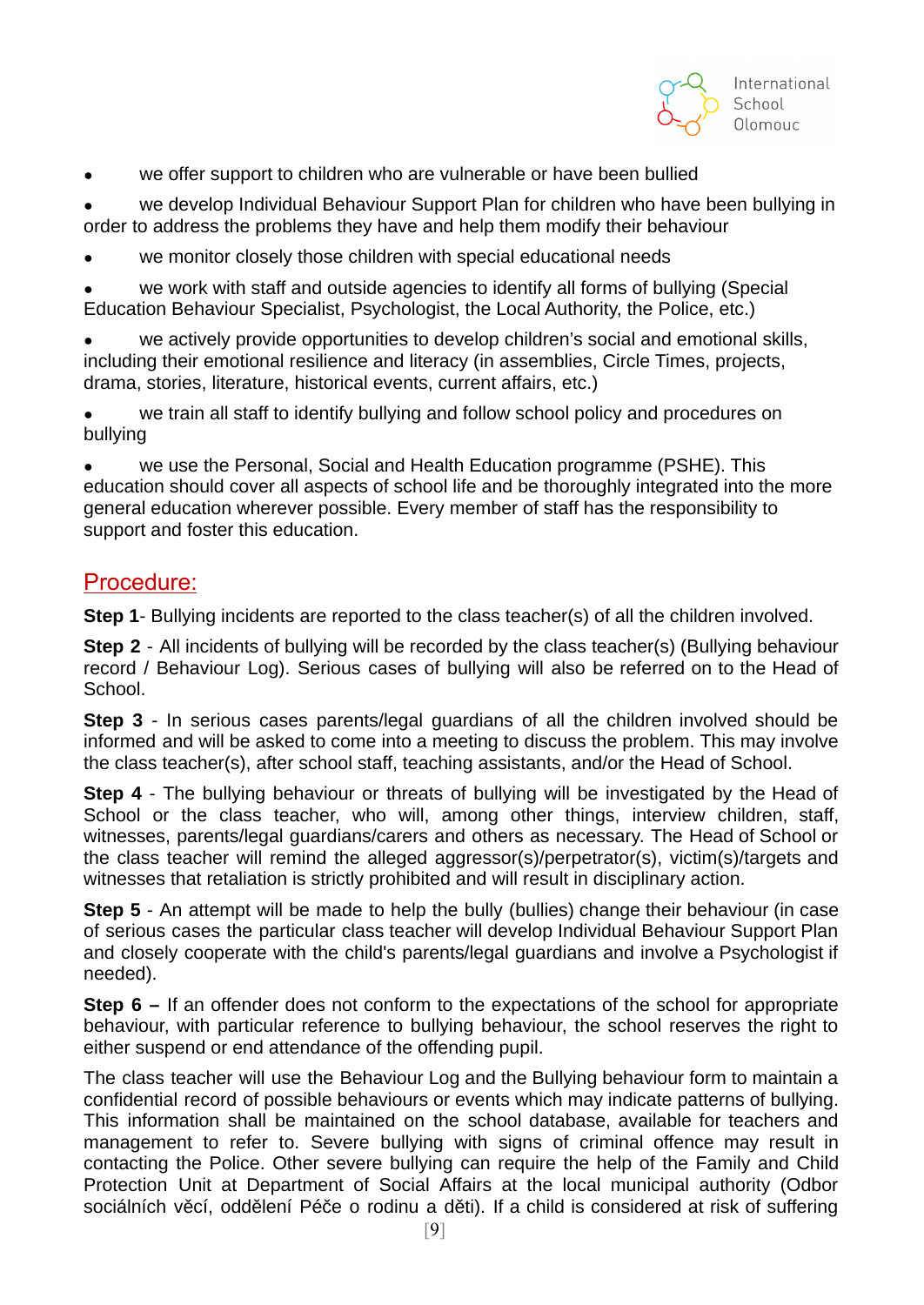- we offer support to children who are vulnerable or have been bullied
- we develop Individual Behaviour Support Plan for children who have been bullying in order to address the problems they have and help them modify their behaviour
- we monitor closely those children with special educational needs
- we work with staff and outside agencies to identify all forms of bullying (Special Education Behaviour Specialist, Psychologist, the Local Authority, the Police, etc.)
- we actively provide opportunities to develop children's social and emotional skills, including their emotional resilience and literacy (in assemblies, Circle Times, projects, drama, stories, literature, historical events, current affairs, etc.)
- we train all staff to identify bullying and follow school policy and procedures on bullying
- we use the Personal, Social and Health Education programme (PSHE). This education should cover all aspects of school life and be thoroughly integrated into the more general education wherever possible. Every member of staff has the responsibility to support and foster this education.

## Procedure:

**Step 1**- Bullying incidents are reported to the class teacher(s) of all the children involved.

**Step 2** - All incidents of bullying will be recorded by the class teacher(s) (Bullying behaviour record / Behaviour Log). Serious cases of bullying will also be referred on to the Head of School.

**Step 3** - In serious cases parents/legal guardians of all the children involved should be informed and will be asked to come into a meeting to discuss the problem. This may involve the class teacher(s), after school staff, teaching assistants, and/or the Head of School.

**Step 4** - The bullying behaviour or threats of bullying will be investigated by the Head of School or the class teacher, who will, among other things, interview children, staff, witnesses, parents/legal guardians/carers and others as necessary. The Head of School or the class teacher will remind the alleged aggressor(s)/perpetrator(s), victim(s)/targets and witnesses that retaliation is strictly prohibited and will result in disciplinary action.

**Step 5** - An attempt will be made to help the bully (bullies) change their behaviour (in case of serious cases the particular class teacher will develop Individual Behaviour Support Plan and closely cooperate with the child's parents/legal guardians and involve a Psychologist if needed).

**Step 6 –** If an offender does not conform to the expectations of the school for appropriate behaviour, with particular reference to bullying behaviour, the school reserves the right to either suspend or end attendance of the offending pupil.

The class teacher will use the Behaviour Log and the Bullying behaviour form to maintain a confidential record of possible behaviours or events which may indicate patterns of bullying. This information shall be maintained on the school database, available for teachers and management to refer to. Severe bullying with signs of criminal offence may result in contacting the Police. Other severe bullying can require the help of the Family and Child Protection Unit at Department of Social Affairs at the local municipal authority (Odbor sociálních věcí, oddělení Péče o rodinu a děti). If a child is considered at risk of suffering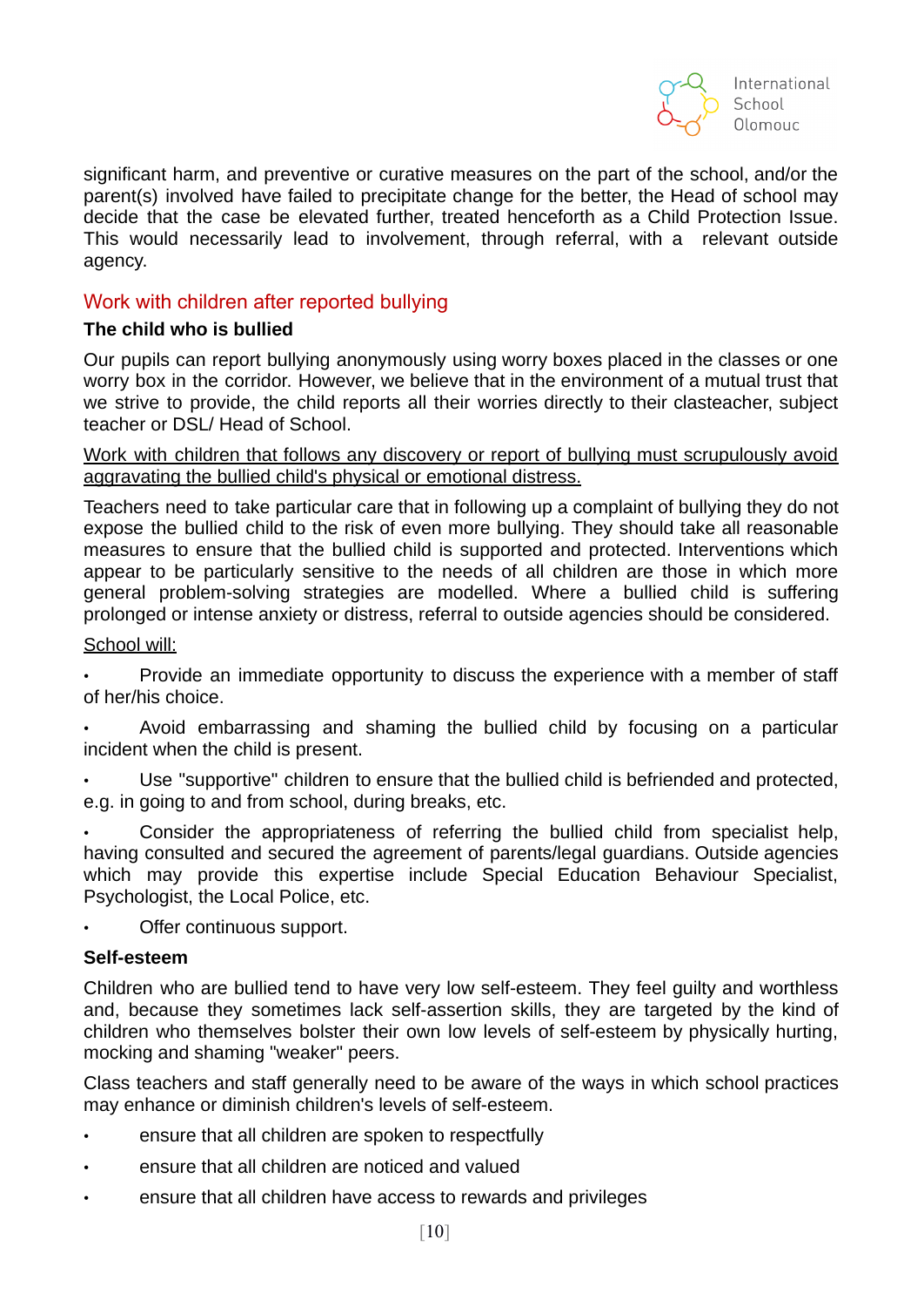significant harm, and preventive or curative measures on the part of the school, and/or the parent(s) involved have failed to precipitate change for the better, the Head of school may decide that the case be elevated further, treated henceforth as a Child Protection Issue. This would necessarily lead to involvement, through referral, with a relevant outside agency.

## Work with children after reported bullying

**The child who is bullied**

Our pupils can report bullying anonymously using worry boxes placed in the classes or one worry box in the corridor. However, we believe that in the environment of a mutual trust that we strive to provide, the child reports all their worries directly to their clasteacher, subject teacher or DSL/ Head of School.

<u>Work with children that follows any discovery or report of bullying must scrupulously avoid aggravating the bullied child's physical or emotional distress.</u>

Teachers need to take particular care that in following up a complaint of bullying they do not expose the bullied child to the risk of even more bullying. They should take all reasonable measures to ensure that the bullied child is supported and protected. Interventions which appear to be particularly sensitive to the needs of all children are those in which more general problem-solving strategies are modelled. Where a bullied child is suffering prolonged or intense anxiety or distress, referral to outside agencies should be considered.

<u>School will:</u>

- Provide an immediate opportunity to discuss the experience with a member of staff of her/his choice.
- Avoid embarrassing and shaming the bullied child by focusing on a particular incident when the child is present.
- Use "supportive" children to ensure that the bullied child is befriended and protected, e.g. in going to and from school, during breaks, etc.
- Consider the appropriateness of referring the bullied child from specialist help, having consulted and secured the agreement of parents/legal guardians. Outside agencies which may provide this expertise include Special Education Behaviour Specialist, Psychologist, the Local Police, etc.
- Offer continuous support.

**Self-esteem**

Children who are bullied tend to have very low self-esteem. They feel guilty and worthless and, because they sometimes lack self-assertion skills, they are targeted by the kind of children who themselves bolster their own low levels of self-esteem by physically hurting, mocking and shaming "weaker" peers.

Class teachers and staff generally need to be aware of the ways in which school practices may enhance or diminish children's levels of self-esteem.

- ensure that all children are spoken to respectfully
- ensure that all children are noticed and valued
- ensure that all children have access to rewards and privileges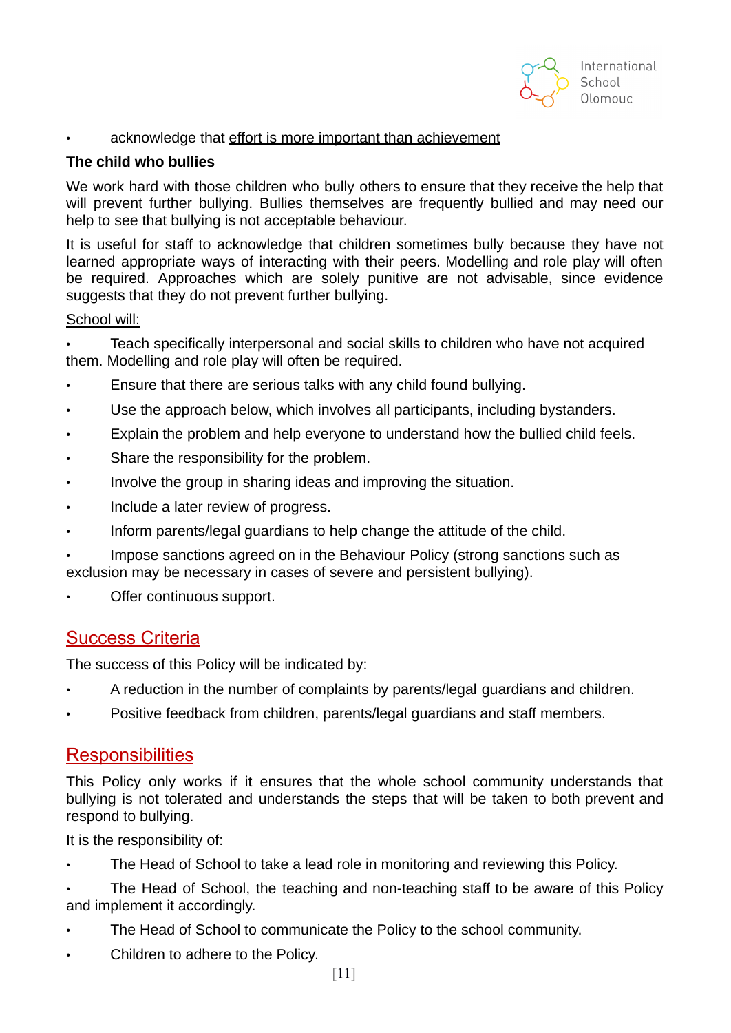- acknowledge that <u>effort is more important than achievement</u>

**The child who bullies**

We work hard with those children who bully others to ensure that they receive the help that will prevent further bullying. Bullies themselves are frequently bullied and may need our help to see that bullying is not acceptable behaviour.

It is useful for staff to acknowledge that children sometimes bully because they have not learned appropriate ways of interacting with their peers. Modelling and role play will often be required. Approaches which are solely punitive are not advisable, since evidence suggests that they do not prevent further bullying.

<u>School will:</u>

- Teach specifically interpersonal and social skills to children who have not acquired them. Modelling and role play will often be required.
- Ensure that there are serious talks with any child found bullying.
- Use the approach below, which involves all participants, including bystanders.
- Explain the problem and help everyone to understand how the bullied child feels.
- Share the responsibility for the problem.
- Involve the group in sharing ideas and improving the situation.
- Include a later review of progress.
- Inform parents/legal guardians to help change the attitude of the child.
- Impose sanctions agreed on in the Behaviour Policy (strong sanctions such as exclusion may be necessary in cases of severe and persistent bullying).
- Offer continuous support.

## <u>Success Criteria</u>

The success of this Policy will be indicated by:

- A reduction in the number of complaints by parents/legal guardians and children.
- Positive feedback from children, parents/legal guardians and staff members.

## <u>Responsibilities</u>

This Policy only works if it ensures that the whole school community understands that bullying is not tolerated and understands the steps that will be taken to both prevent and respond to bullying.

It is the responsibility of:

- The Head of School to take a lead role in monitoring and reviewing this Policy.
- The Head of School, the teaching and non-teaching staff to be aware of this Policy and implement it accordingly.
- The Head of School to communicate the Policy to the school community.
- Children to adhere to the Policy.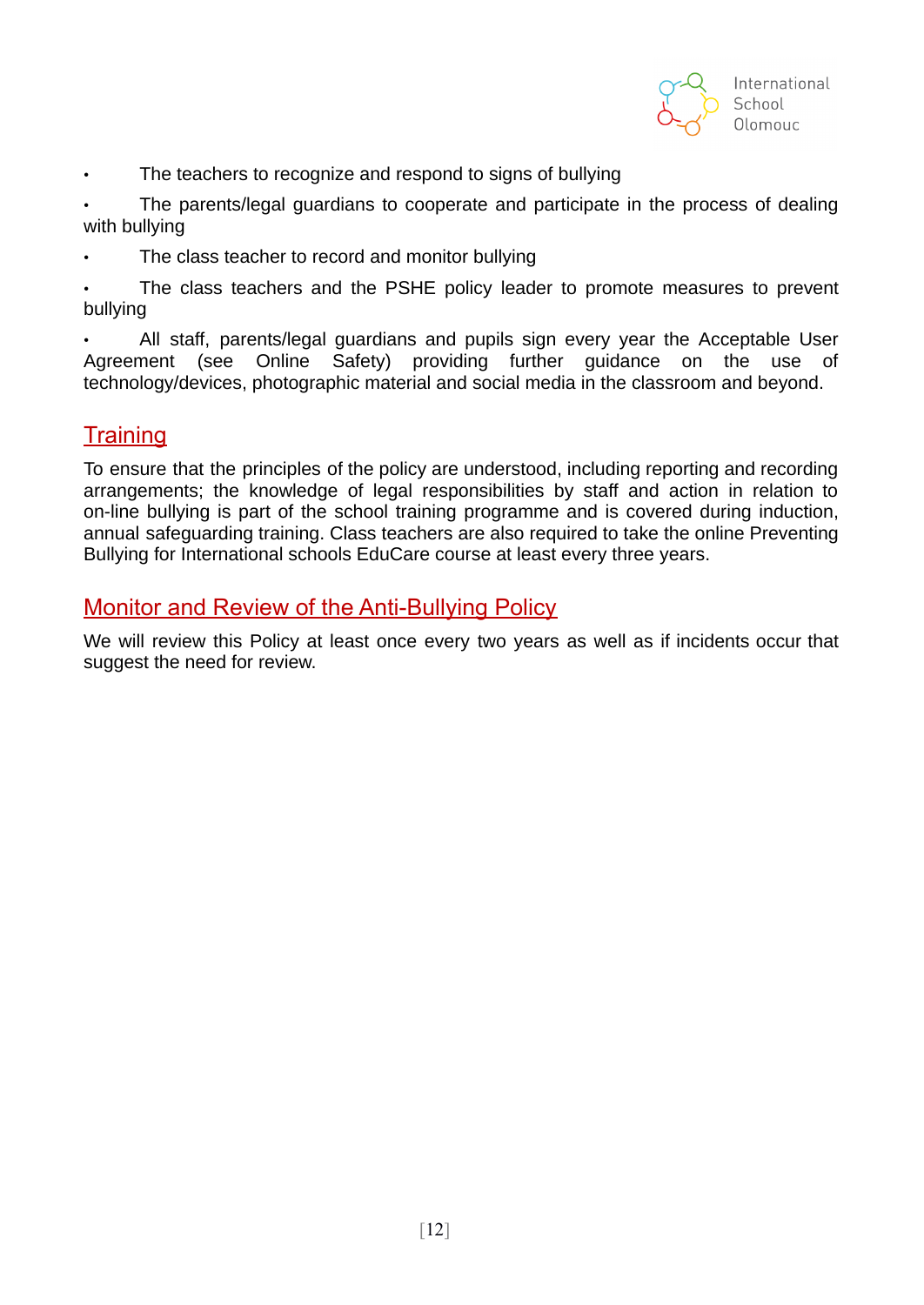- The teachers to recognize and respond to signs of bullying
- The parents/legal guardians to cooperate and participate in the process of dealing with bullying
- The class teacher to record and monitor bullying
- The class teachers and the PSHE policy leader to promote measures to prevent bullying
- All staff, parents/legal guardians and pupils sign every year the Acceptable User Agreement (see Online Safety) providing further guidance on the use of technology/devices, photographic material and social media in the classroom and beyond.

## Training

To ensure that the principles of the policy are understood, including reporting and recording arrangements; the knowledge of legal responsibilities by staff and action in relation to on-line bullying is part of the school training programme and is covered during induction, annual safeguarding training. Class teachers are also required to take the online Preventing Bullying for International schools EduCare course at least every three years.

## Monitor and Review of the Anti-Bullying Policy

We will review this Policy at least once every two years as well as if incidents occur that suggest the need for review.